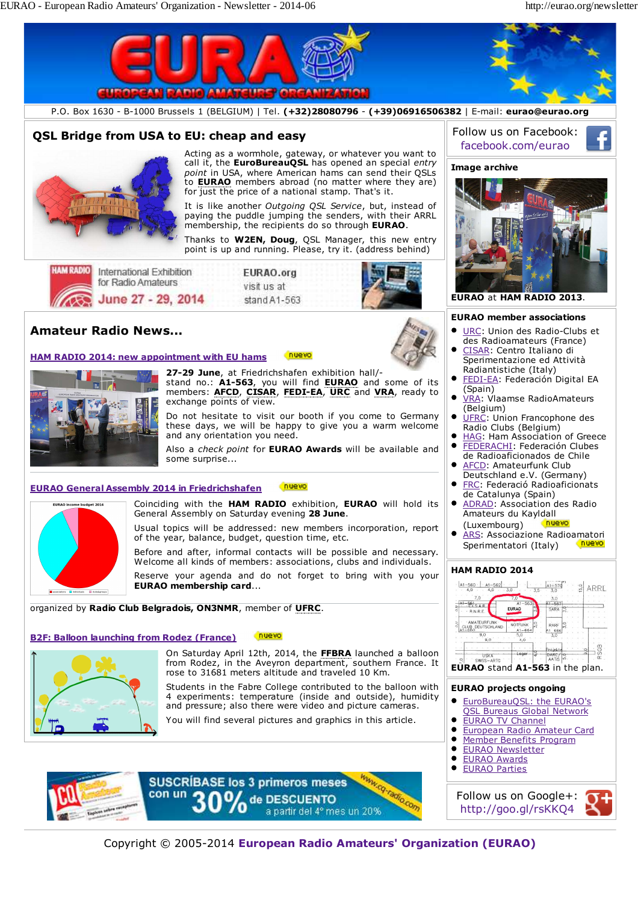P.O. Box 1630 - B-1000 Brussels 1 (BELGIUM) | Tel. **(+32)28080796** - **(+39)06916506382** | E-mail: **eurao@eurao.org**

## QSL Bridge from USA to EU: cheap and easy

Acting as a wormhole, gateway, or whatever you want to call it, the **EuroBureauQSL** has opened an special *entry point* in USA, where American hams can send their QSLs to **EURAO** members abroad (no matter where they are) for just the price of a national stamp. That's it.

It is like another *Outgoing QSL Service*, but, instead of paying the puddle jumping the senders, with their ARRL membership, the recipients do so through **EURAO**.

Thanks to **W2EN, Doug**, QSL Manager, this new entry point is up and running. Please, try it. (address behind)

HAM RADIO International Exhibition for Radio Amateurs June 27 - 29, 2014 — EURAO.org visit us at stand A1-563

## Amateur Radio News...

### HAM RADIO 2014: new appointment with EU hams (nuevo)

**27-29 June**, at Friedrichshafen exhibition hall/-stand no.: **A1-563**, you will find **EURAO** and some of its members: **AFCD**, **CISAR**, **FEDI-EA**, **URC** and **VRA**, ready to exchange points of view.

Do not hesitate to visit our booth if you come to Germany these days, we will be happy to give you a warm welcome and any orientation you need.

Also a *check point* for **EURAO Awards** will be available and some surprise...

### EURAO General Assembly 2014 in Friedrichshafen (nuevo)

Coinciding with the **HAM RADIO** exhibition, **EURAO** will hold its General Assembly on Saturday evening **28 June**.

Usual topics will be addressed: new members incorporation, report of the year, balance, budget, question time, etc.

Before and after, informal contacts will be possible and necessary. Welcome all kinds of members: associations, clubs and individuals.

Reserve your agenda and do not forget to bring with you your **EURAO membership card**...

organized by **Radio Club Belgradois, ON3NMR**, member of **UFRC**.

### B2F: Balloon launching from Rodez (France) (nuevo)

On Saturday April 12th, 2014, the **FFBRA** launched a balloon from Rodez, in the Aveyron department, southern France. It rose to 31681 meters altitude and traveled 10 Km.

Students in the Fabre College contributed to the balloon with 4 experiments: temperature (inside and outside), humidity and pressure; also there were video and picture cameras.

You will find several pictures and graphics in this article.

SUSCRÍBASE los 3 primeros meses con un 30% de DESCUENTO a partir del 4º mes un 20% — www.cq-radio.com

Follow us on Facebook: facebook.com/eurao

### Image archive

**EURAO** at **HAM RADIO 2013**.

### EURAO member associations

- URC: Union des Radio-Clubs et des Radioamateurs (France)
- CISAR: Centro Italiano di Sperimentazione ed Attività Radiantistiche (Italy)
- FEDI-EA: Federación Digital EA (Spain)
- VRA: Vlaamse RadioAmateurs (Belgium)
- UFRC: Union Francophone des Radio Clubs (Belgium)
- HAG: Ham Association of Greece
- FEDERACHI: Federación Clubes de Radioaficionados de Chile
- AFCD: Amateurfunk Club Deutschland e.V. (Germany)
- FRC: Federació Radioaficionats de Catalunya (Spain)
- ADRAD: Association des Radio Amateurs du Kayldall (Luxembourg) (nuevo)
- ARS: Associazione Radioamatori Sperimentatori (Italy) (nuevo)

### HAM RADIO 2014

**EURAO** stand **A1-563** in the plan.

### EURAO projects ongoing

- EuroBureauQSL: the EURAO's QSL Bureaus Global Network
- EURAO TV Channel
- European Radio Amateur Card
- Member Benefits Program
- EURAO Newsletter
- EURAO Awards
- EURAO Parties

Follow us on Google+: http://goo.gl/rsKKQ4

Copyright © 2005-2014 **European Radio Amateurs' Organization (EURAO)**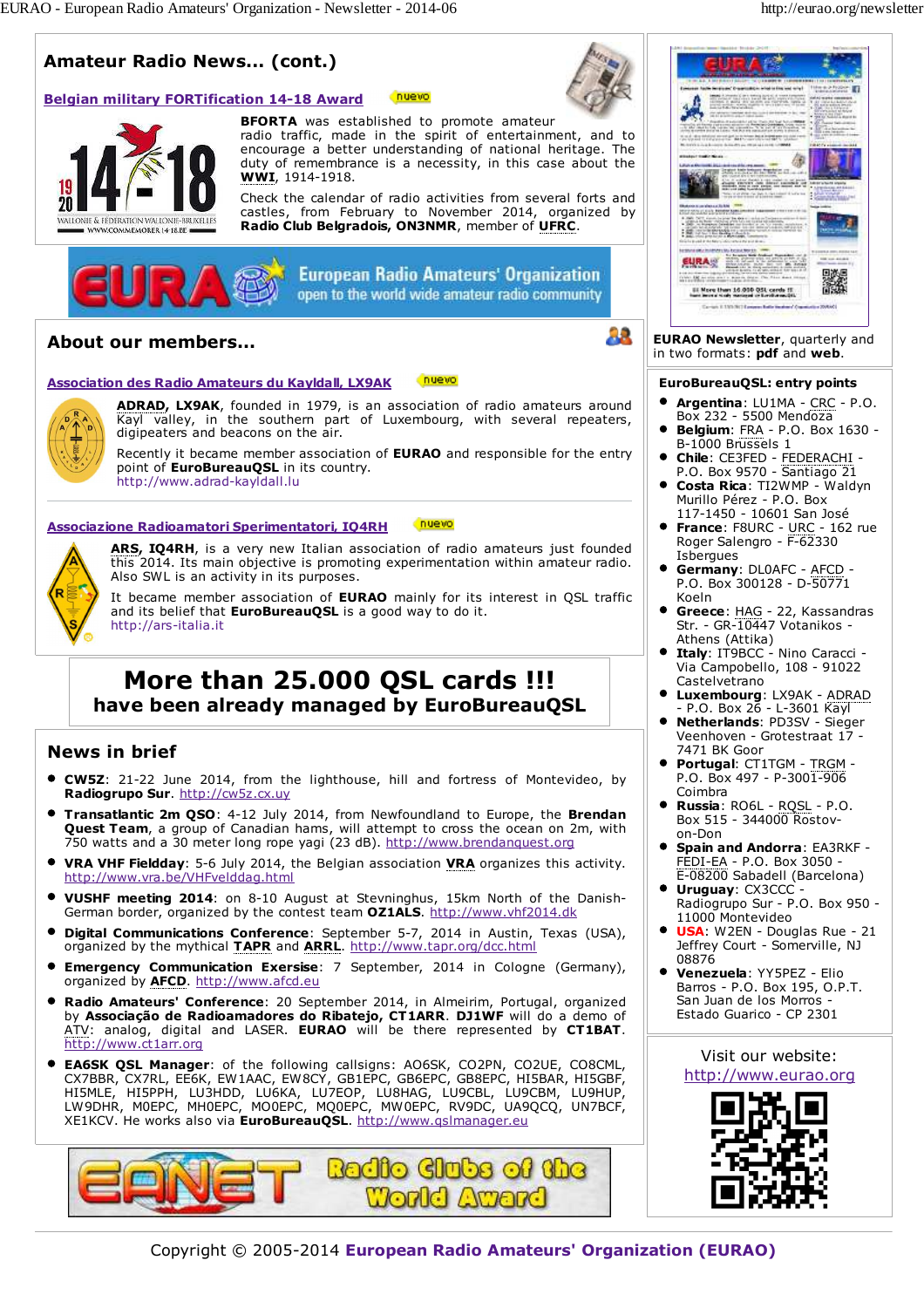## Amateur Radio News... (cont.)

### Belgian military FORTification 14-18 Award

nuevo

**BFORTA** was established to promote amateur radio traffic, made in the spirit of entertainment, and to encourage a better understanding of national heritage. The duty of remembrance is a necessity, in this case about the **WWI**, 1914-1918.

Check the calendar of radio activities from several forts and castles, from February to November 2014, organized by **Radio Club Belgradois, ON3NMR**, member of **UFRC**.

EURAO European Radio Amateurs' Organization open to the world wide amateur radio community

## About our members...

### Association des Radio Amateurs du Kayldall, LX9AK

nuevo

**ADRAD, LX9AK**, founded in 1979, is an association of radio amateurs around Kayl valley, in the southern part of Luxembourg, with several repeaters, digipeaters and beacons on the air.

Recently it became member association of **EURAO** and responsible for the entry point of **EuroBureauQSL** in its country.
http://www.adrad-kayldall.lu

### Associazione Radioamatori Sperimentatori, IQ4RH

nuevo

**ARS, IQ4RH**, is a very new Italian association of radio amateurs just founded this 2014. Its main objective is promoting experimentation within amateur radio. Also SWL is an activity in its purposes.

It became member association of **EURAO** mainly for its interest in QSL traffic and its belief that **EuroBureauQSL** is a good way to do it.
http://ars-italia.it

**More than 25.000 QSL cards !!!**
**have been already managed by EuroBureauQSL**

## News in brief

- **CW5Z**: 21-22 June 2014, from the lighthouse, hill and fortress of Montevideo, by **Radiogrupo Sur**. http://cw5z.cx.uy
- **Transatlantic 2m QSO**: 4-12 July 2014, from Newfoundland to Europe, the **Brendan Quest Team**, a group of Canadian hams, will attempt to cross the ocean on 2m, with 750 watts and a 30 meter long rope yagi (23 dB). http://www.brendanquest.org
- **VRA VHF Fieldday**: 5-6 July 2014, the Belgian association **VRA** organizes this activity. http://www.vra.be/VHFveldag.html
- **VUSHF meeting 2014**: on 8-10 August at Stevninghus, 15km North of the Danish-German border, organized by the contest team **OZ1ALS**. http://www.vhf2014.dk
- **Digital Communications Conference**: September 5-7, 2014 in Austin, Texas (USA), organized by the mythical **TAPR** and **ARRL**. http://www.tapr.org/dcc.html
- **Emergency Communication Exersise**: 7 September, 2014 in Cologne (Germany), organized by **AFCD**. http://www.afcd.eu
- **Radio Amateurs' Conference**: 20 September 2014, in Almeirim, Portugal, organized by **Associação de Radioamadores do Ribatejo, CT1ARR**. **DJ1WF** will do a demo of ATV: analog, digital and LASER. **EURAO** will be there represented by **CT1BAT**. http://www.ct1arr.org
- **EA6SK QSL Manager**: of the following callsigns: AO6SK, CO2PN, CO2UE, CO8CML, CX7BBR, CX7RL, EE6K, EW1AAC, EW8CY, GB1EPC, GB8EPC, HI5BAR, HI5GBF, HI5MLE, HI5PPH, LU3HDD, LU6KA, LU7EOP, LU8HAG, LU9CBL, LU9CBM, LU9HUP, LW9DHR, M0EPC, MH0EPC, MO0EPC, MQ0EPC, MW0EPC, RV9DC, UA9QCQ, UN7BCF, XE1KCV. He works also via **EuroBureauQSL**. http://www.qslmanager.eu

EANET Radio Clubs of the World Award

**EURAO Newsletter**, quarterly and in two formats: **pdf** and **web**.

### EuroBureauQSL: entry points

- **Argentina**: LU1MA - CRC - P.O. Box 232 - 5500 Mendoza
- **Belgium**: FRA - P.O. Box 1630 - B-1000 Brussels 1
- **Chile**: CE3FED - FEDERACHI - P.O. Box 9570 - Santiago 21
- **Costa Rica**: TI2WMP - Waldyn Murillo Pérez - P.O. Box 117-1450 - 10601 San José
- **France**: F8URC - URC - 162 rue Roger Salengro - F-62330 Isbergues
- **Germany**: DL0AFC - AFCD - P.O. Box 300128 - D-50771 Koeln
- **Greece**: HAG - 22, Kassandras Str. - GR-10447 Votanikos - Athens (Attika)
- **Italy**: IT9BCC - Nino Caracci - Via Campobello, 108 - 91022 Castelvetrano
- **Luxembourg**: LX9AK - ADRAD - P.O. Box 26 - L-3601 Kayl
- **Netherlands**: PD3SV - Sieger Veenhoven - Grotestraat 17 - 7471 BK Goor
- **Portugal**: CT1TGM - TRGM - P.O. Box 497 - P-3001-906 Coimbra
- **Russia**: RO6L - RQSL - P.O. Box 515 - 344000 Rostov-on-Don
- **Spain and Andorra**: EA3RKF - FEDI-EA - P.O. Box 3050 - E-08200 Sabadell (Barcelona)
- **Uruguay**: CX3CCC - Radiogrupo Sur - P.O. Box 950 - 11000 Montevideo
- **USA**: W2EN - Douglas Rue - 21 Jeffrey Court - Somerville, NJ 08876
- **Venezuela**: YY5PEZ - Elio Barros - P.O. Box 195, O.P.T. San Juan de los Morros - Estado Guarico - CP 2301

Visit our website:
http://www.eurao.org

Copyright © 2005-2014 **European Radio Amateurs' Organization (EURAO)**